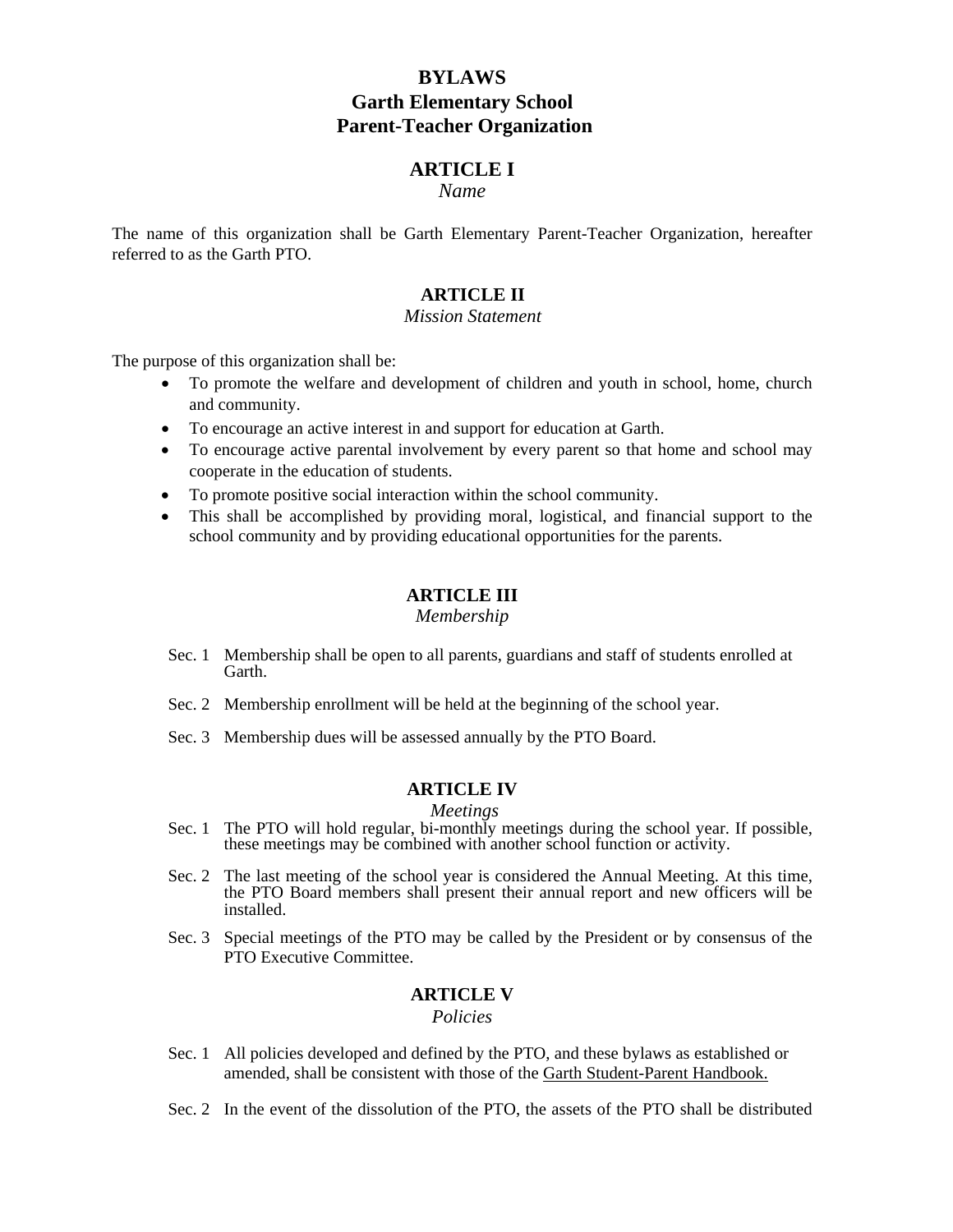# BYLAWS
# Garth Elementary School
# Parent-Teacher Organization

## ARTICLE I
*Name*

The name of this organization shall be Garth Elementary Parent-Teacher Organization, hereafter referred to as the Garth PTO.

## ARTICLE II
*Mission Statement*

The purpose of this organization shall be:

- To promote the welfare and development of children and youth in school, home, church and community.
- To encourage an active interest in and support for education at Garth.
- To encourage active parental involvement by every parent so that home and school may cooperate in the education of students.
- To promote positive social interaction within the school community.
- This shall be accomplished by providing moral, logistical, and financial support to the school community and by providing educational opportunities for the parents.

## ARTICLE III
*Membership*

Sec. 1 Membership shall be open to all parents, guardians and staff of students enrolled at Garth.

Sec. 2 Membership enrollment will be held at the beginning of the school year.

Sec. 3 Membership dues will be assessed annually by the PTO Board.

## ARTICLE IV
*Meetings*

Sec. 1 The PTO will hold regular, bi-monthly meetings during the school year. If possible, these meetings may be combined with another school function or activity.

Sec. 2 The last meeting of the school year is considered the Annual Meeting. At this time, the PTO Board members shall present their annual report and new officers will be installed.

Sec. 3 Special meetings of the PTO may be called by the President or by consensus of the PTO Executive Committee.

## ARTICLE V
*Policies*

Sec. 1 All policies developed and defined by the PTO, and these bylaws as established or amended, shall be consistent with those of the Garth Student-Parent Handbook.

Sec. 2 In the event of the dissolution of the PTO, the assets of the PTO shall be distributed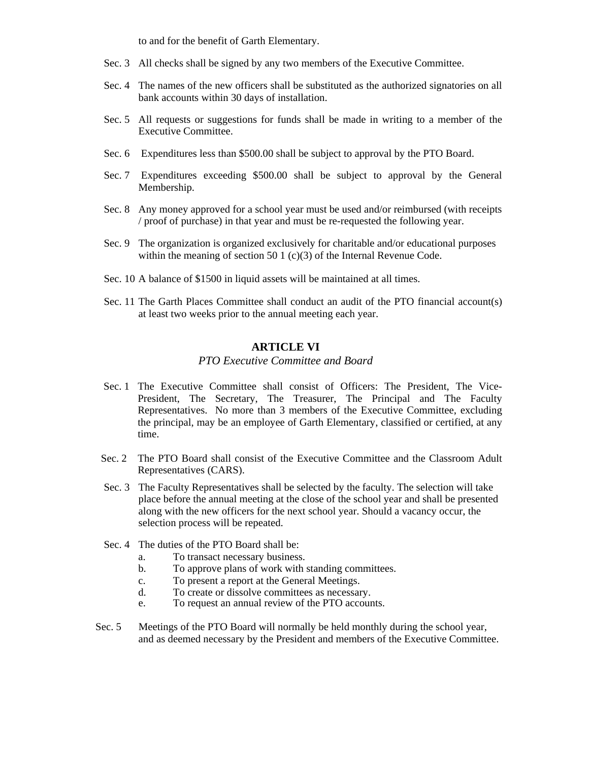to and for the benefit of Garth Elementary.

Sec. 3 All checks shall be signed by any two members of the Executive Committee.

Sec. 4 The names of the new officers shall be substituted as the authorized signatories on all bank accounts within 30 days of installation.

Sec. 5 All requests or suggestions for funds shall be made in writing to a member of the Executive Committee.

Sec. 6 Expenditures less than $500.00 shall be subject to approval by the PTO Board.

Sec. 7 Expenditures exceeding $500.00 shall be subject to approval by the General Membership.

Sec. 8 Any money approved for a school year must be used and/or reimbursed (with receipts / proof of purchase) in that year and must be re-requested the following year.

Sec. 9 The organization is organized exclusively for charitable and/or educational purposes within the meaning of section 50 1 (c)(3) of the Internal Revenue Code.

Sec. 10 A balance of $1500 in liquid assets will be maintained at all times.

Sec. 11 The Garth Places Committee shall conduct an audit of the PTO financial account(s) at least two weeks prior to the annual meeting each year.

## ARTICLE VI

*PTO Executive Committee and Board*

Sec. 1 The Executive Committee shall consist of Officers: The President, The Vice-President, The Secretary, The Treasurer, The Principal and The Faculty Representatives. No more than 3 members of the Executive Committee, excluding the principal, may be an employee of Garth Elementary, classified or certified, at any time.

Sec. 2 The PTO Board shall consist of the Executive Committee and the Classroom Adult Representatives (CARS).

Sec. 3 The Faculty Representatives shall be selected by the faculty. The selection will take place before the annual meeting at the close of the school year and shall be presented along with the new officers for the next school year. Should a vacancy occur, the selection process will be repeated.

Sec. 4 The duties of the PTO Board shall be:

a. To transact necessary business.
b. To approve plans of work with standing committees.
c. To present a report at the General Meetings.
d. To create or dissolve committees as necessary.
e. To request an annual review of the PTO accounts.

Sec. 5 Meetings of the PTO Board will normally be held monthly during the school year, and as deemed necessary by the President and members of the Executive Committee.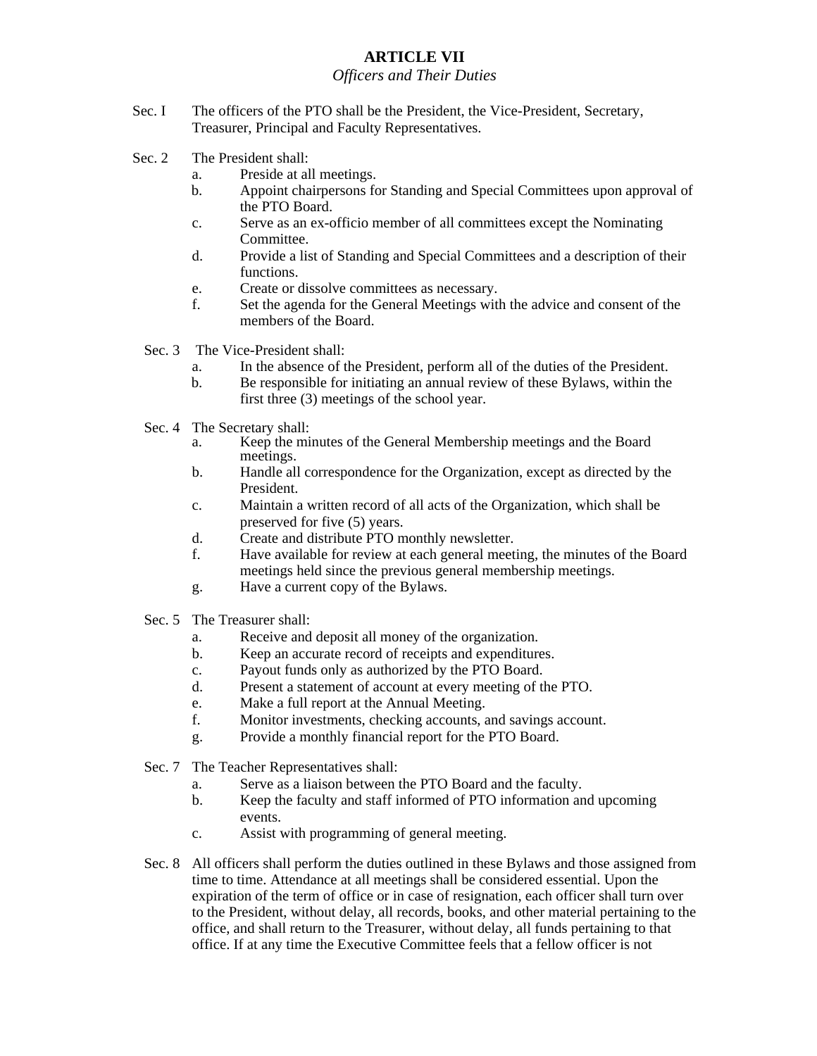# ARTICLE VII

*Officers and Their Duties*

Sec. I The officers of the PTO shall be the President, the Vice-President, Secretary, Treasurer, Principal and Faculty Representatives.

Sec. 2 The President shall:

- a. Preside at all meetings.
- b. Appoint chairpersons for Standing and Special Committees upon approval of the PTO Board.
- c. Serve as an ex-officio member of all committees except the Nominating Committee.
- d. Provide a list of Standing and Special Committees and a description of their functions.
- e. Create or dissolve committees as necessary.
- f. Set the agenda for the General Meetings with the advice and consent of the members of the Board.

Sec. 3 The Vice-President shall:

- a. In the absence of the President, perform all of the duties of the President.
- b. Be responsible for initiating an annual review of these Bylaws, within the first three (3) meetings of the school year.

Sec. 4 The Secretary shall:

- a. Keep the minutes of the General Membership meetings and the Board meetings.
- b. Handle all correspondence for the Organization, except as directed by the President.
- c. Maintain a written record of all acts of the Organization, which shall be preserved for five (5) years.
- d. Create and distribute PTO monthly newsletter.
- f. Have available for review at each general meeting, the minutes of the Board meetings held since the previous general membership meetings.
- g. Have a current copy of the Bylaws.

Sec. 5 The Treasurer shall:

- a. Receive and deposit all money of the organization.
- b. Keep an accurate record of receipts and expenditures.
- c. Payout funds only as authorized by the PTO Board.
- d. Present a statement of account at every meeting of the PTO.
- e. Make a full report at the Annual Meeting.
- f. Monitor investments, checking accounts, and savings account.
- g. Provide a monthly financial report for the PTO Board.

Sec. 7 The Teacher Representatives shall:

- a. Serve as a liaison between the PTO Board and the faculty.
- b. Keep the faculty and staff informed of PTO information and upcoming events.
- c. Assist with programming of general meeting.

Sec. 8 All officers shall perform the duties outlined in these Bylaws and those assigned from time to time. Attendance at all meetings shall be considered essential. Upon the expiration of the term of office or in case of resignation, each officer shall turn over to the President, without delay, all records, books, and other material pertaining to the office, and shall return to the Treasurer, without delay, all funds pertaining to that office. If at any time the Executive Committee feels that a fellow officer is not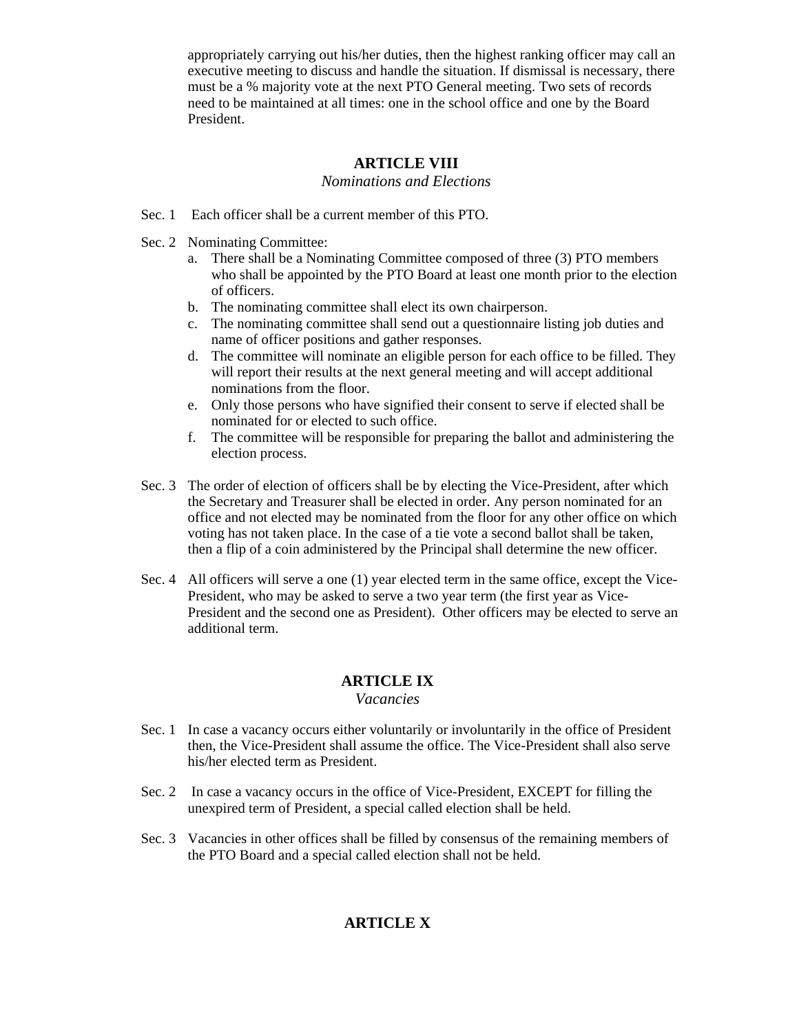appropriately carrying out his/her duties, then the highest ranking officer may call an executive meeting to discuss and handle the situation. If dismissal is necessary, there must be a % majority vote at the next PTO General meeting. Two sets of records need to be maintained at all times: one in the school office and one by the Board President.

## ARTICLE VIII

*Nominations and Elections*

Sec. 1 Each officer shall be a current member of this PTO.

Sec. 2 Nominating Committee:

a. There shall be a Nominating Committee composed of three (3) PTO members who shall be appointed by the PTO Board at least one month prior to the election of officers.
b. The nominating committee shall elect its own chairperson.
c. The nominating committee shall send out a questionnaire listing job duties and name of officer positions and gather responses.
d. The committee will nominate an eligible person for each office to be filled. They will report their results at the next general meeting and will accept additional nominations from the floor.
e. Only those persons who have signified their consent to serve if elected shall be nominated for or elected to such office.
f. The committee will be responsible for preparing the ballot and administering the election process.

Sec. 3 The order of election of officers shall be by electing the Vice-President, after which the Secretary and Treasurer shall be elected in order. Any person nominated for an office and not elected may be nominated from the floor for any other office on which voting has not taken place. In the case of a tie vote a second ballot shall be taken, then a flip of a coin administered by the Principal shall determine the new officer.

Sec. 4 All officers will serve a one (1) year elected term in the same office, except the Vice-President, who may be asked to serve a two year term (the first year as Vice-President and the second one as President). Other officers may be elected to serve an additional term.

## ARTICLE IX

*Vacancies*

Sec. 1 In case a vacancy occurs either voluntarily or involuntarily in the office of President then, the Vice-President shall assume the office. The Vice-President shall also serve his/her elected term as President.

Sec. 2 In case a vacancy occurs in the office of Vice-President, EXCEPT for filling the unexpired term of President, a special called election shall be held.

Sec. 3 Vacancies in other offices shall be filled by consensus of the remaining members of the PTO Board and a special called election shall not be held.

## ARTICLE X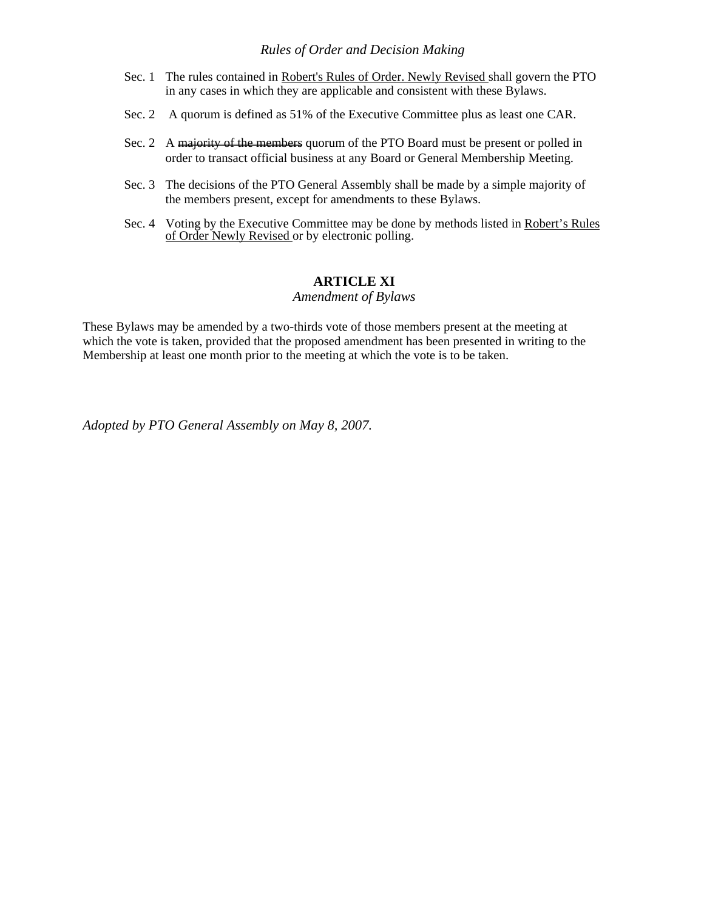*Rules of Order and Decision Making*

Sec. 1 The rules contained in Robert's Rules of Order. Newly Revised shall govern the PTO in any cases in which they are applicable and consistent with these Bylaws.

Sec. 2 A quorum is defined as 51% of the Executive Committee plus as least one CAR.

Sec. 2 A ~~majority of the members~~ quorum of the PTO Board must be present or polled in order to transact official business at any Board or General Membership Meeting.

Sec. 3 The decisions of the PTO General Assembly shall be made by a simple majority of the members present, except for amendments to these Bylaws.

Sec. 4 Voting by the Executive Committee may be done by methods listed in Robert's Rules of Order Newly Revised or by electronic polling.

## ARTICLE XI

*Amendment of Bylaws*

These Bylaws may be amended by a two-thirds vote of those members present at the meeting at which the vote is taken, provided that the proposed amendment has been presented in writing to the Membership at least one month prior to the meeting at which the vote is to be taken.

*Adopted by PTO General Assembly on May 8, 2007.*